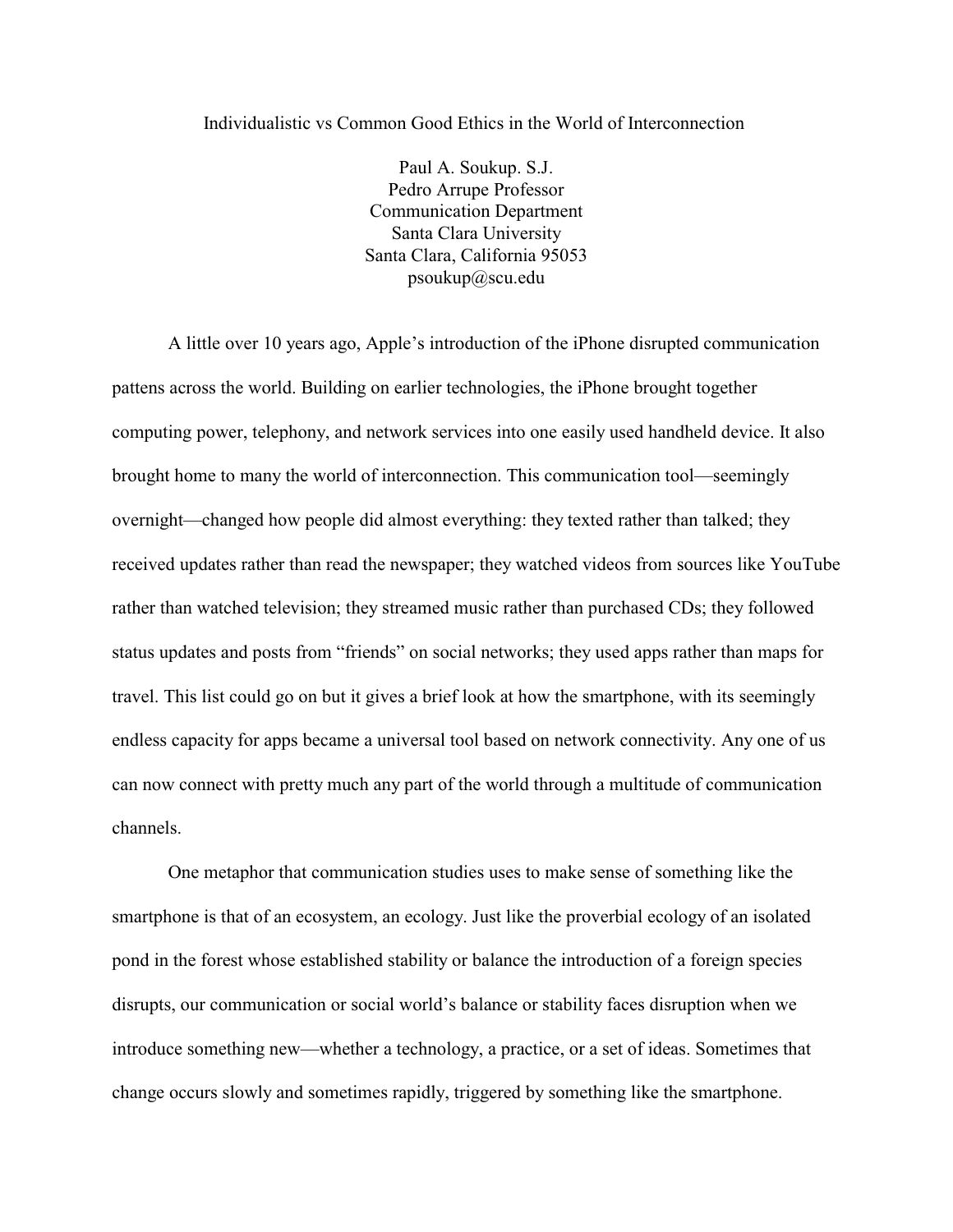# Individualistic vs Common Good Ethics in the World of Interconnection

Paul A. Soukup. S.J.
Pedro Arrupe Professor
Communication Department
Santa Clara University
Santa Clara, California 95053
psoukup@scu.edu

A little over 10 years ago, Apple's introduction of the iPhone disrupted communication pattens across the world. Building on earlier technologies, the iPhone brought together computing power, telephony, and network services into one easily used handheld device. It also brought home to many the world of interconnection. This communication tool—seemingly overnight—changed how people did almost everything: they texted rather than talked; they received updates rather than read the newspaper; they watched videos from sources like YouTube rather than watched television; they streamed music rather than purchased CDs; they followed status updates and posts from "friends" on social networks; they used apps rather than maps for travel. This list could go on but it gives a brief look at how the smartphone, with its seemingly endless capacity for apps became a universal tool based on network connectivity. Any one of us can now connect with pretty much any part of the world through a multitude of communication channels.

One metaphor that communication studies uses to make sense of something like the smartphone is that of an ecosystem, an ecology. Just like the proverbial ecology of an isolated pond in the forest whose established stability or balance the introduction of a foreign species disrupts, our communication or social world's balance or stability faces disruption when we introduce something new—whether a technology, a practice, or a set of ideas. Sometimes that change occurs slowly and sometimes rapidly, triggered by something like the smartphone.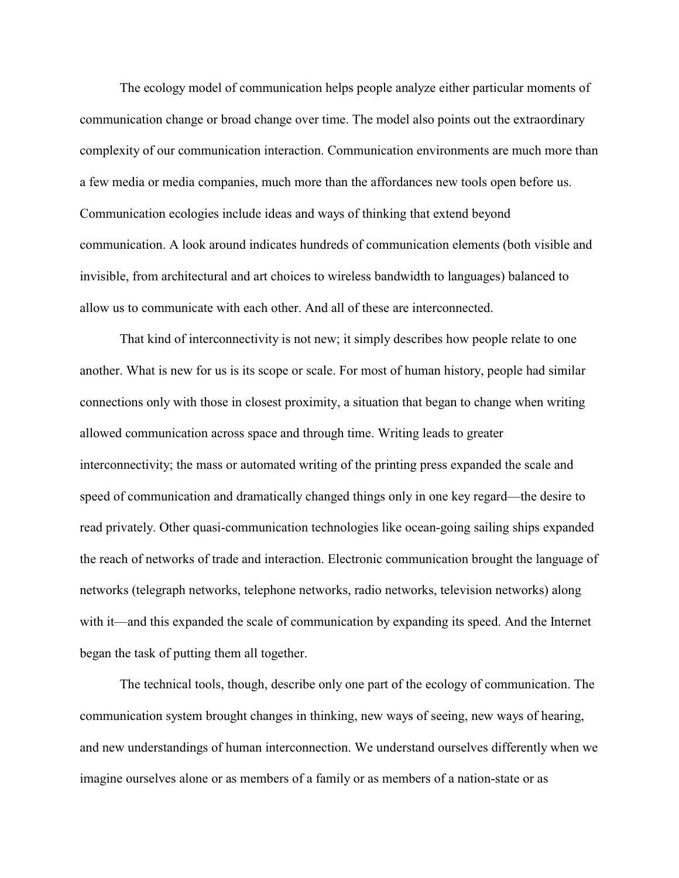The ecology model of communication helps people analyze either particular moments of communication change or broad change over time. The model also points out the extraordinary complexity of our communication interaction. Communication environments are much more than a few media or media companies, much more than the affordances new tools open before us. Communication ecologies include ideas and ways of thinking that extend beyond communication. A look around indicates hundreds of communication elements (both visible and invisible, from architectural and art choices to wireless bandwidth to languages) balanced to allow us to communicate with each other. And all of these are interconnected.

That kind of interconnectivity is not new; it simply describes how people relate to one another. What is new for us is its scope or scale. For most of human history, people had similar connections only with those in closest proximity, a situation that began to change when writing allowed communication across space and through time. Writing leads to greater interconnectivity; the mass or automated writing of the printing press expanded the scale and speed of communication and dramatically changed things only in one key regard—the desire to read privately. Other quasi-communication technologies like ocean-going sailing ships expanded the reach of networks of trade and interaction. Electronic communication brought the language of networks (telegraph networks, telephone networks, radio networks, television networks) along with it—and this expanded the scale of communication by expanding its speed. And the Internet began the task of putting them all together.

The technical tools, though, describe only one part of the ecology of communication. The communication system brought changes in thinking, new ways of seeing, new ways of hearing, and new understandings of human interconnection. We understand ourselves differently when we imagine ourselves alone or as members of a family or as members of a nation-state or as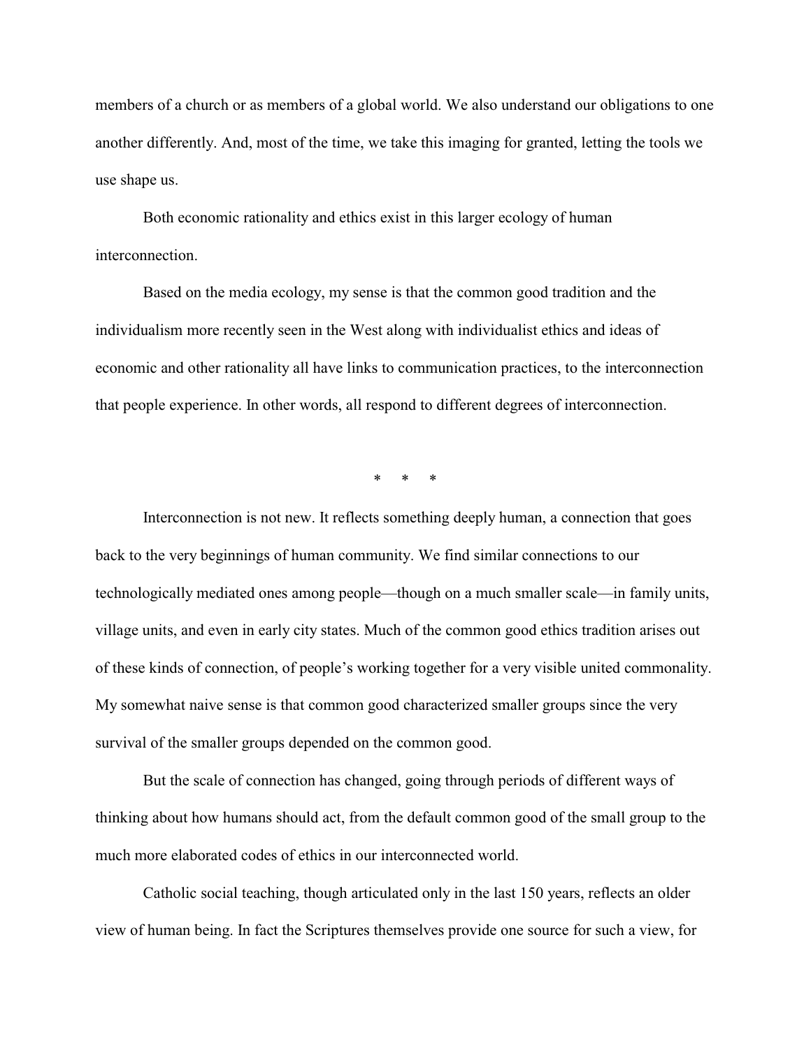members of a church or as members of a global world. We also understand our obligations to one another differently. And, most of the time, we take this imaging for granted, letting the tools we use shape us.

Both economic rationality and ethics exist in this larger ecology of human interconnection.

Based on the media ecology, my sense is that the common good tradition and the individualism more recently seen in the West along with individualist ethics and ideas of economic and other rationality all have links to communication practices, to the interconnection that people experience. In other words, all respond to different degrees of interconnection.

\* \* \*

Interconnection is not new. It reflects something deeply human, a connection that goes back to the very beginnings of human community. We find similar connections to our technologically mediated ones among people—though on a much smaller scale—in family units, village units, and even in early city states. Much of the common good ethics tradition arises out of these kinds of connection, of people's working together for a very visible united commonality. My somewhat naive sense is that common good characterized smaller groups since the very survival of the smaller groups depended on the common good.

But the scale of connection has changed, going through periods of different ways of thinking about how humans should act, from the default common good of the small group to the much more elaborated codes of ethics in our interconnected world.

Catholic social teaching, though articulated only in the last 150 years, reflects an older view of human being. In fact the Scriptures themselves provide one source for such a view, for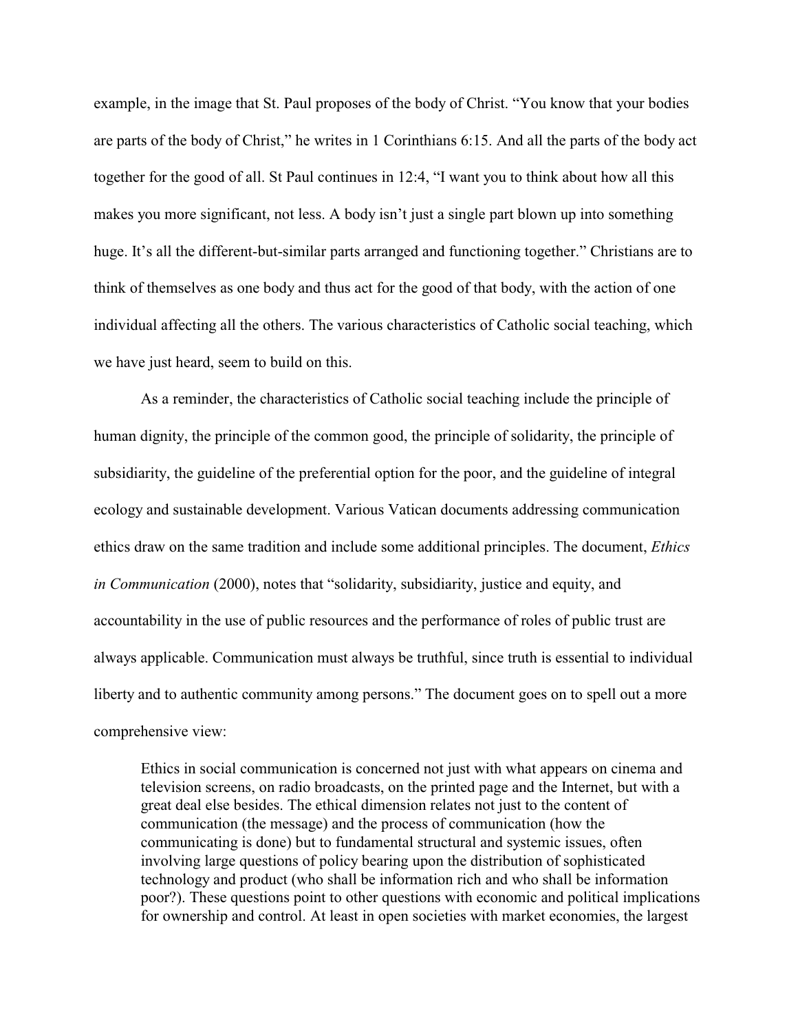example, in the image that St. Paul proposes of the body of Christ. "You know that your bodies are parts of the body of Christ," he writes in 1 Corinthians 6:15. And all the parts of the body act together for the good of all. St Paul continues in 12:4, "I want you to think about how all this makes you more significant, not less. A body isn't just a single part blown up into something huge. It's all the different-but-similar parts arranged and functioning together." Christians are to think of themselves as one body and thus act for the good of that body, with the action of one individual affecting all the others. The various characteristics of Catholic social teaching, which we have just heard, seem to build on this.

As a reminder, the characteristics of Catholic social teaching include the principle of human dignity, the principle of the common good, the principle of solidarity, the principle of subsidiarity, the guideline of the preferential option for the poor, and the guideline of integral ecology and sustainable development. Various Vatican documents addressing communication ethics draw on the same tradition and include some additional principles. The document, *Ethics in Communication* (2000), notes that "solidarity, subsidiarity, justice and equity, and accountability in the use of public resources and the performance of roles of public trust are always applicable. Communication must always be truthful, since truth is essential to individual liberty and to authentic community among persons." The document goes on to spell out a more comprehensive view:

> Ethics in social communication is concerned not just with what appears on cinema and television screens, on radio broadcasts, on the printed page and the Internet, but with a great deal else besides. The ethical dimension relates not just to the content of communication (the message) and the process of communication (how the communicating is done) but to fundamental structural and systemic issues, often involving large questions of policy bearing upon the distribution of sophisticated technology and product (who shall be information rich and who shall be information poor?). These questions point to other questions with economic and political implications for ownership and control. At least in open societies with market economies, the largest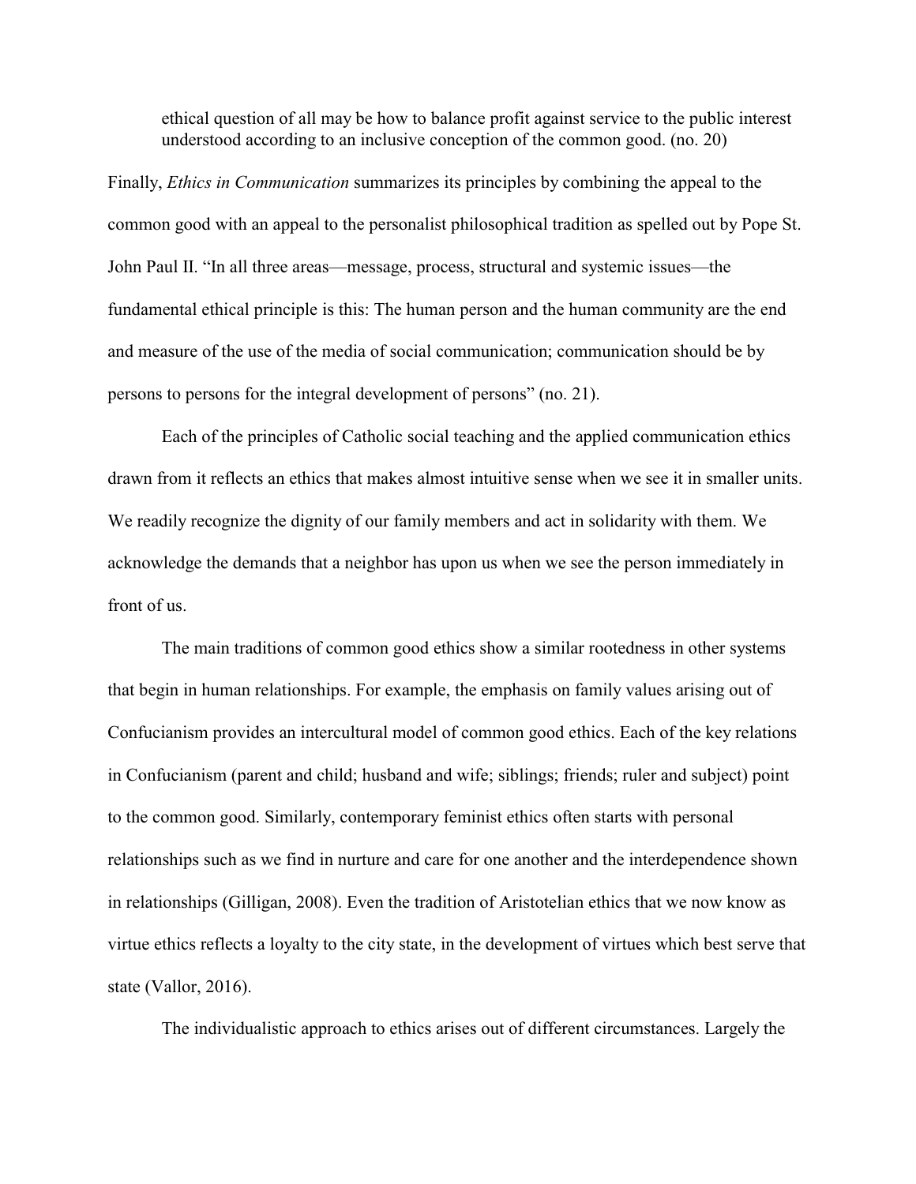> ethical question of all may be how to balance profit against service to the public interest understood according to an inclusive conception of the common good. (no. 20)

Finally, *Ethics in Communication* summarizes its principles by combining the appeal to the common good with an appeal to the personalist philosophical tradition as spelled out by Pope St. John Paul II. "In all three areas—message, process, structural and systemic issues—the fundamental ethical principle is this: The human person and the human community are the end and measure of the use of the media of social communication; communication should be by persons to persons for the integral development of persons" (no. 21).

Each of the principles of Catholic social teaching and the applied communication ethics drawn from it reflects an ethics that makes almost intuitive sense when we see it in smaller units. We readily recognize the dignity of our family members and act in solidarity with them. We acknowledge the demands that a neighbor has upon us when we see the person immediately in front of us.

The main traditions of common good ethics show a similar rootedness in other systems that begin in human relationships. For example, the emphasis on family values arising out of Confucianism provides an intercultural model of common good ethics. Each of the key relations in Confucianism (parent and child; husband and wife; siblings; friends; ruler and subject) point to the common good. Similarly, contemporary feminist ethics often starts with personal relationships such as we find in nurture and care for one another and the interdependence shown in relationships (Gilligan, 2008). Even the tradition of Aristotelian ethics that we now know as virtue ethics reflects a loyalty to the city state, in the development of virtues which best serve that state (Vallor, 2016).

The individualistic approach to ethics arises out of different circumstances. Largely the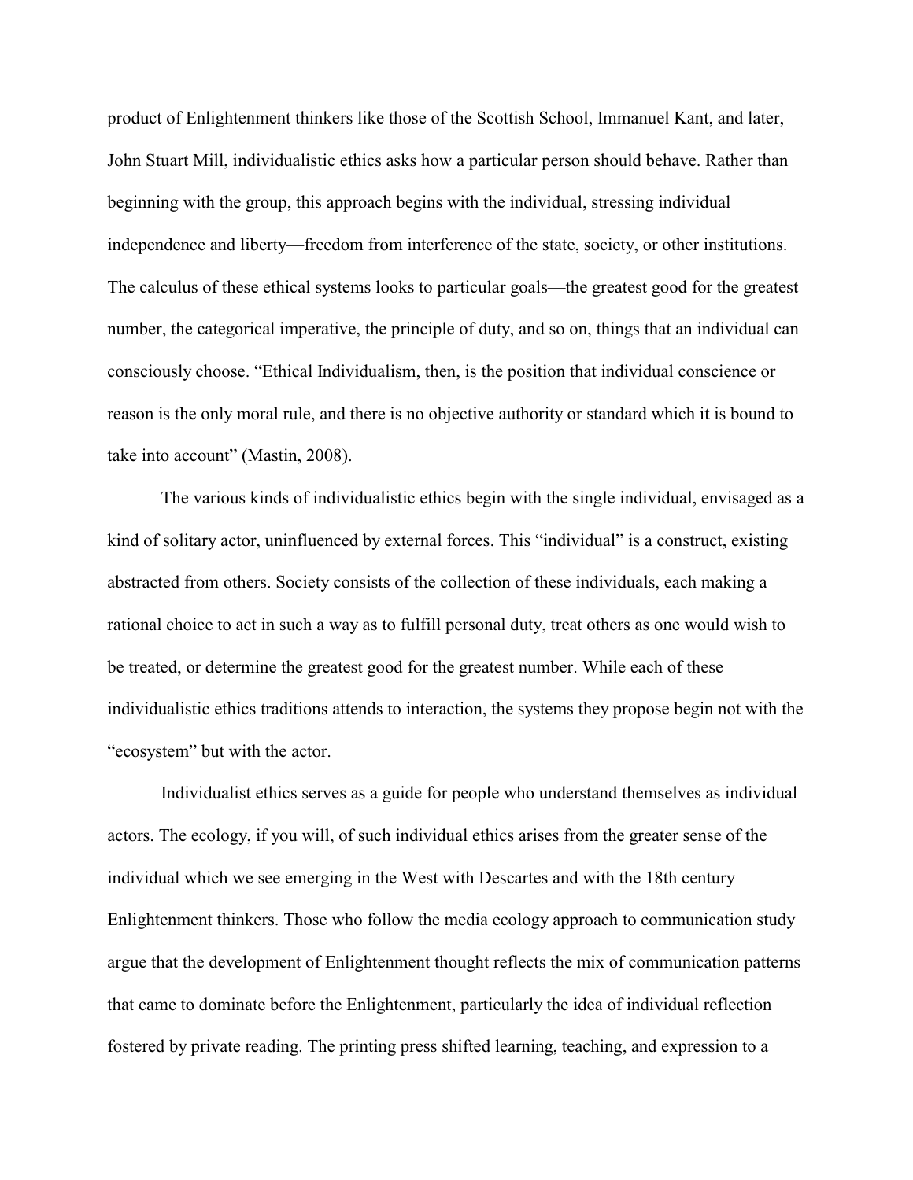product of Enlightenment thinkers like those of the Scottish School, Immanuel Kant, and later, John Stuart Mill, individualistic ethics asks how a particular person should behave. Rather than beginning with the group, this approach begins with the individual, stressing individual independence and liberty—freedom from interference of the state, society, or other institutions. The calculus of these ethical systems looks to particular goals—the greatest good for the greatest number, the categorical imperative, the principle of duty, and so on, things that an individual can consciously choose. "Ethical Individualism, then, is the position that individual conscience or reason is the only moral rule, and there is no objective authority or standard which it is bound to take into account" (Mastin, 2008).

The various kinds of individualistic ethics begin with the single individual, envisaged as a kind of solitary actor, uninfluenced by external forces. This "individual" is a construct, existing abstracted from others. Society consists of the collection of these individuals, each making a rational choice to act in such a way as to fulfill personal duty, treat others as one would wish to be treated, or determine the greatest good for the greatest number. While each of these individualistic ethics traditions attends to interaction, the systems they propose begin not with the "ecosystem" but with the actor.

Individualist ethics serves as a guide for people who understand themselves as individual actors. The ecology, if you will, of such individual ethics arises from the greater sense of the individual which we see emerging in the West with Descartes and with the 18th century Enlightenment thinkers. Those who follow the media ecology approach to communication study argue that the development of Enlightenment thought reflects the mix of communication patterns that came to dominate before the Enlightenment, particularly the idea of individual reflection fostered by private reading. The printing press shifted learning, teaching, and expression to a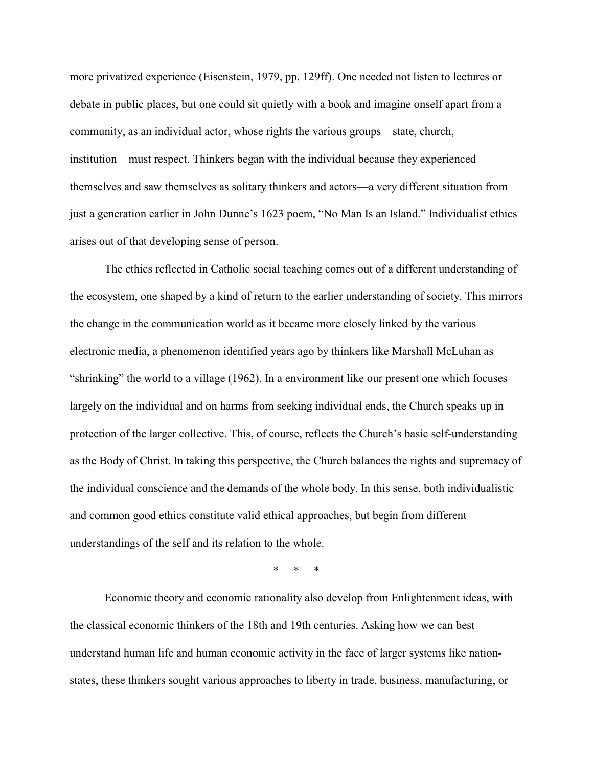more privatized experience (Eisenstein, 1979, pp. 129ff). One needed not listen to lectures or debate in public places, but one could sit quietly with a book and imagine onself apart from a community, as an individual actor, whose rights the various groups—state, church, institution—must respect. Thinkers began with the individual because they experienced themselves and saw themselves as solitary thinkers and actors—a very different situation from just a generation earlier in John Dunne's 1623 poem, "No Man Is an Island." Individualist ethics arises out of that developing sense of person.

The ethics reflected in Catholic social teaching comes out of a different understanding of the ecosystem, one shaped by a kind of return to the earlier understanding of society. This mirrors the change in the communication world as it became more closely linked by the various electronic media, a phenomenon identified years ago by thinkers like Marshall McLuhan as "shrinking" the world to a village (1962). In an environment like our present one which focuses largely on the individual and on harms from seeking individual ends, the Church speaks up in protection of the larger collective. This, of course, reflects the Church's basic self-understanding as the Body of Christ. In taking this perspective, the Church balances the rights and supremacy of the individual conscience and the demands of the whole body. In this sense, both individualistic and common good ethics constitute valid ethical approaches, but begin from different understandings of the self and its relation to the whole.

\* \* \*

Economic theory and economic rationality also develop from Enlightenment ideas, with the classical economic thinkers of the 18th and 19th centuries. Asking how we can best understand human life and human economic activity in the face of larger systems like nation-states, these thinkers sought various approaches to liberty in trade, business, manufacturing, or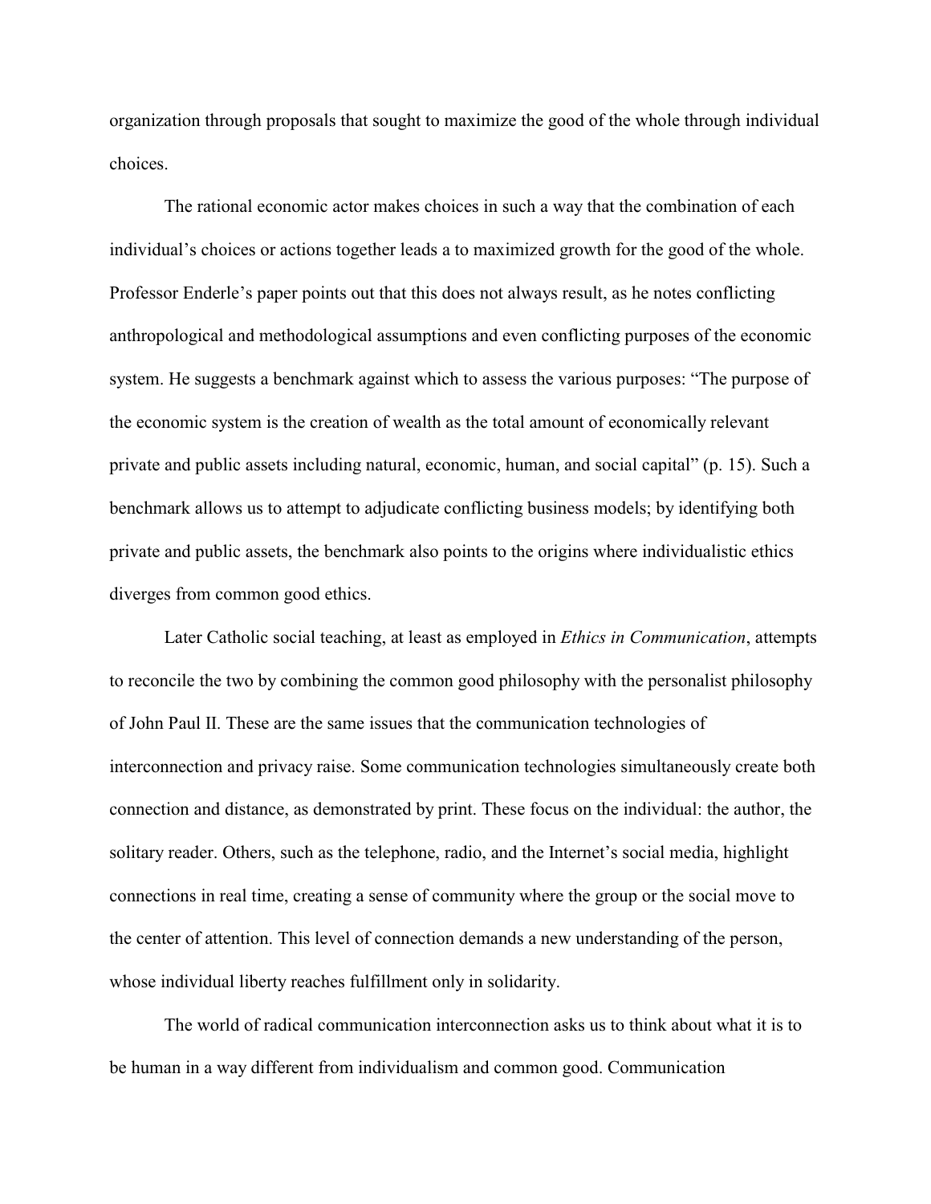organization through proposals that sought to maximize the good of the whole through individual choices.

The rational economic actor makes choices in such a way that the combination of each individual's choices or actions together leads a to maximized growth for the good of the whole. Professor Enderle's paper points out that this does not always result, as he notes conflicting anthropological and methodological assumptions and even conflicting purposes of the economic system. He suggests a benchmark against which to assess the various purposes: "The purpose of the economic system is the creation of wealth as the total amount of economically relevant private and public assets including natural, economic, human, and social capital" (p. 15). Such a benchmark allows us to attempt to adjudicate conflicting business models; by identifying both private and public assets, the benchmark also points to the origins where individualistic ethics diverges from common good ethics.

Later Catholic social teaching, at least as employed in *Ethics in Communication*, attempts to reconcile the two by combining the common good philosophy with the personalist philosophy of John Paul II. These are the same issues that the communication technologies of interconnection and privacy raise. Some communication technologies simultaneously create both connection and distance, as demonstrated by print. These focus on the individual: the author, the solitary reader. Others, such as the telephone, radio, and the Internet's social media, highlight connections in real time, creating a sense of community where the group or the social move to the center of attention. This level of connection demands a new understanding of the person, whose individual liberty reaches fulfillment only in solidarity.

The world of radical communication interconnection asks us to think about what it is to be human in a way different from individualism and common good. Communication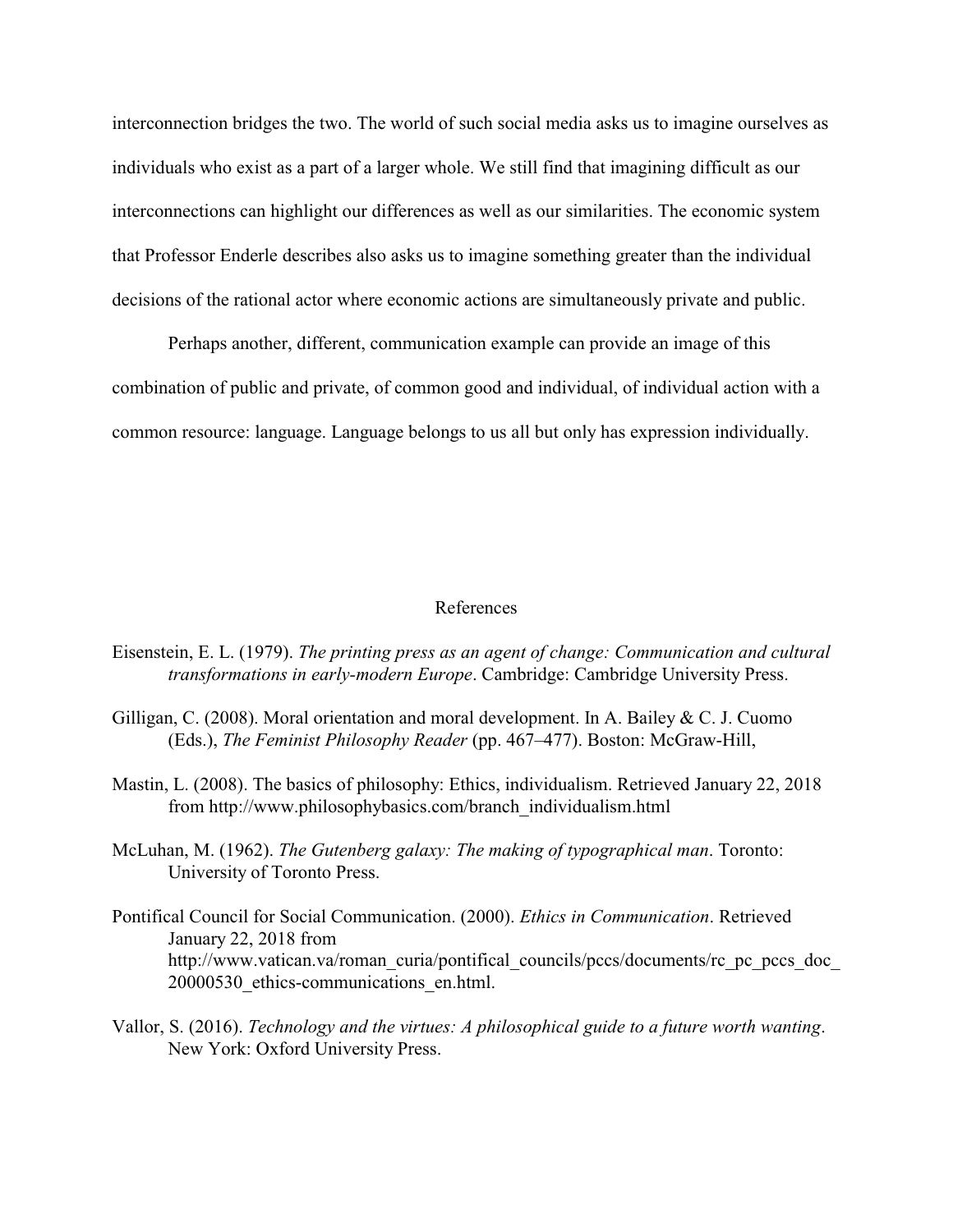interconnection bridges the two. The world of such social media asks us to imagine ourselves as individuals who exist as a part of a larger whole. We still find that imagining difficult as our interconnections can highlight our differences as well as our similarities. The economic system that Professor Enderle describes also asks us to imagine something greater than the individual decisions of the rational actor where economic actions are simultaneously private and public.

Perhaps another, different, communication example can provide an image of this combination of public and private, of common good and individual, of individual action with a common resource: language. Language belongs to us all but only has expression individually.

## References

Eisenstein, E. L. (1979). *The printing press as an agent of change: Communication and cultural transformations in early-modern Europe*. Cambridge: Cambridge University Press.

Gilligan, C. (2008). Moral orientation and moral development. In A. Bailey & C. J. Cuomo (Eds.), *The Feminist Philosophy Reader* (pp. 467–477). Boston: McGraw-Hill,

Mastin, L. (2008). The basics of philosophy: Ethics, individualism. Retrieved January 22, 2018 from http://www.philosophybasics.com/branch_individualism.html

McLuhan, M. (1962). *The Gutenberg galaxy: The making of typographical man*. Toronto: University of Toronto Press.

Pontifical Council for Social Communication. (2000). *Ethics in Communication*. Retrieved January 22, 2018 from http://www.vatican.va/roman_curia/pontifical_councils/pccs/documents/rc_pc_pccs_doc_20000530_ethics-communications_en.html.

Vallor, S. (2016). *Technology and the virtues: A philosophical guide to a future worth wanting*. New York: Oxford University Press.